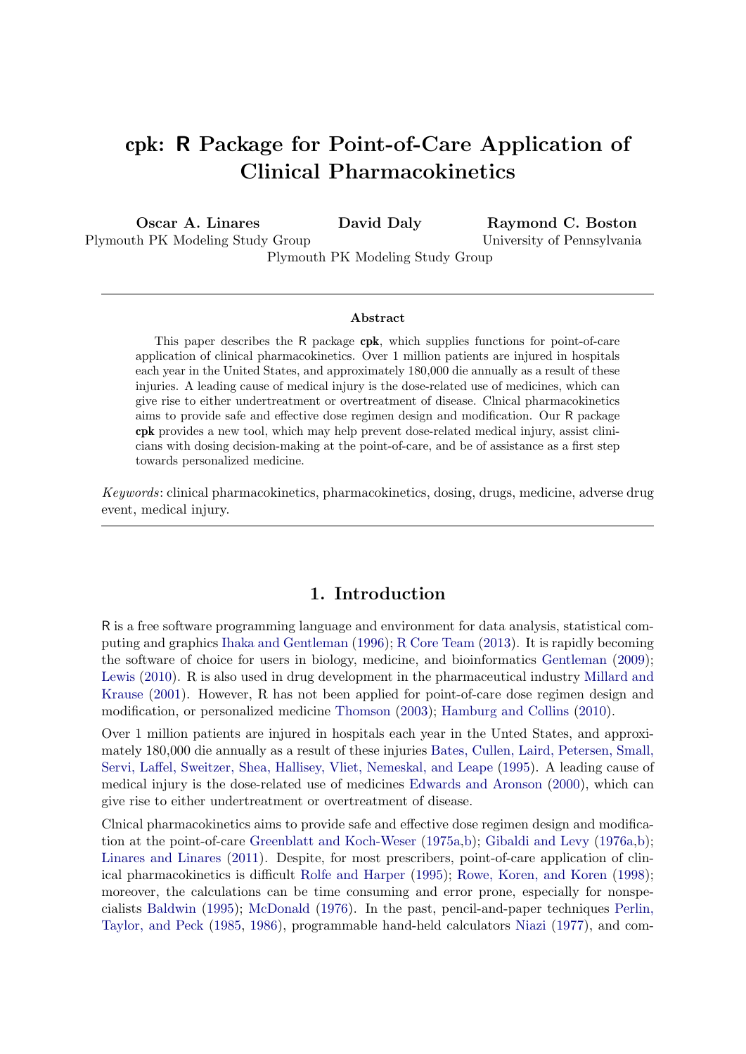# cpk: R Package for Point-of-Care Application of Clinical Pharmacokinetics

**Oscar A. Linares**
Plymouth PK Modeling Study Group

**David Daly**
Plymouth PK Modeling Study Group

**Raymond C. Boston**
University of Pennsylvania

---

### Abstract

This paper describes the R package **cpk**, which supplies functions for point-of-care application of clinical pharmacokinetics. Over 1 million patients are injured in hospitals each year in the United States, and approximately 180,000 die annually as a result of these injuries. A leading cause of medical injury is the dose-related use of medicines, which can give rise to either undertreatment or overtreatment of disease. Clnical pharmacokinetics aims to provide safe and effective dose regimen design and modification. Our R package **cpk** provides a new tool, which may help prevent dose-related medical injury, assist clinicians with dosing decision-making at the point-of-care, and be of assistance as a first step towards personalized medicine.

*Keywords*: clinical pharmacokinetics, pharmacokinetics, dosing, drugs, medicine, adverse drug event, medical injury.

---

## 1. Introduction

R is a free software programming language and environment for data analysis, statistical computing and graphics Ihaka and Gentleman (1996); R Core Team (2013). It is rapidly becoming the software of choice for users in biology, medicine, and bioinformatics Gentleman (2009); Lewis (2010). R is also used in drug development in the pharmaceutical industry Millard and Krause (2001). However, R has not been applied for point-of-care dose regimen design and modification, or personalized medicine Thomson (2003); Hamburg and Collins (2010).

Over 1 million patients are injured in hospitals each year in the United States, and approximately 180,000 die annually as a result of these injuries Bates, Cullen, Laird, Petersen, Small, Servi, Laffel, Sweitzer, Shea, Hallisey, Vliet, Nemeskal, and Leape (1995). A leading cause of medical injury is the dose-related use of medicines Edwards and Aronson (2000), which can give rise to either undertreatment or overtreatment of disease.

Clnical pharmacokinetics aims to provide safe and effective dose regimen design and modification at the point-of-care Greenblatt and Koch-Weser (1975a,b); Gibaldi and Levy (1976a,b); Linares and Linares (2011). Despite, for most prescribers, point-of-care application of clinical pharmacokinetics is difficult Rolfe and Harper (1995); Rowe, Koren, and Koren (1998); moreover, the calculations can be time consuming and error prone, especially for nonspecialists Baldwin (1995); McDonald (1976). In the past, pencil-and-paper techniques Perlin, Taylor, and Peck (1985, 1986), programmable hand-held calculators Niazi (1977), and com-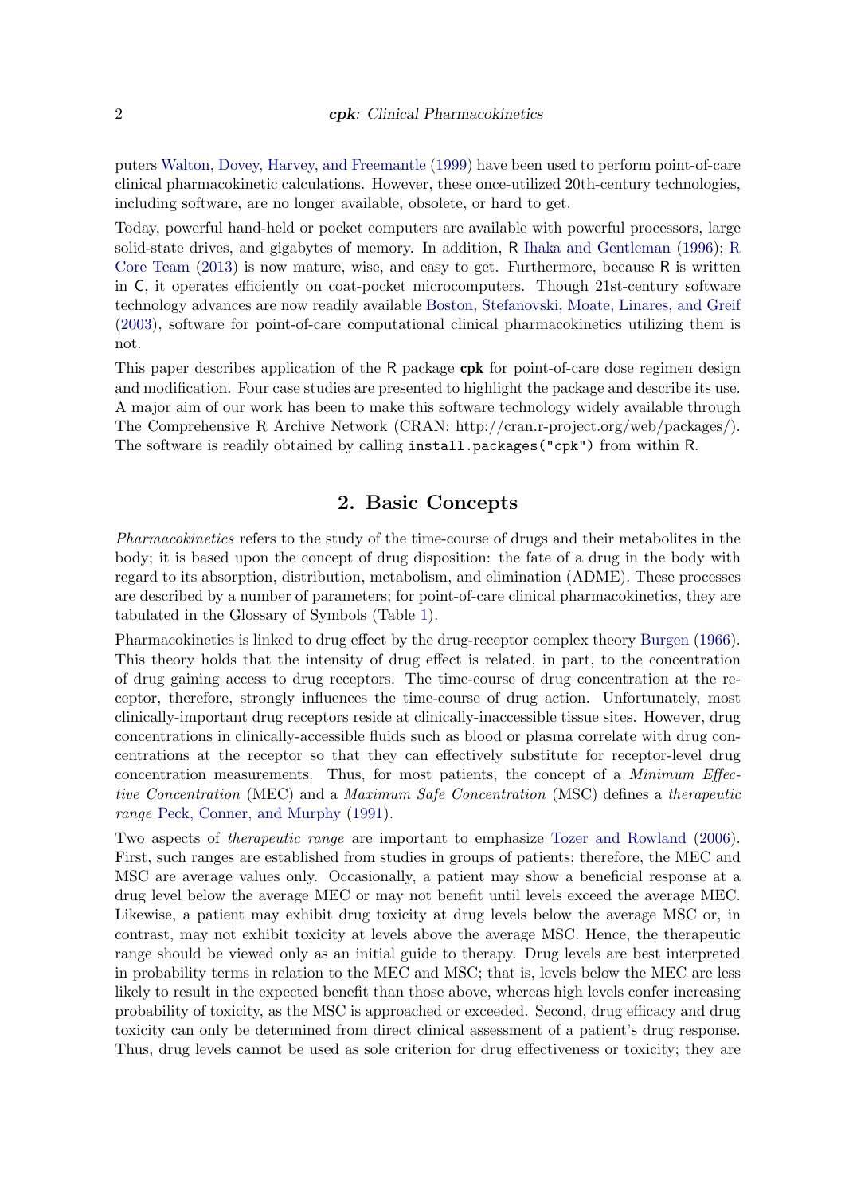puters Walton, Dovey, Harvey, and Freemantle (1999) have been used to perform point-of-care clinical pharmacokinetic calculations. However, these once-utilized 20th-century technologies, including software, are no longer available, obsolete, or hard to get.

Today, powerful hand-held or pocket computers are available with powerful processors, large solid-state drives, and gigabytes of memory. In addition, R Ihaka and Gentleman (1996); R Core Team (2013) is now mature, wise, and easy to get. Furthermore, because R is written in C, it operates efficiently on coat-pocket microcomputers. Though 21st-century software technology advances are now readily available Boston, Stefanovski, Moate, Linares, and Greif (2003), software for point-of-care computational clinical pharmacokinetics utilizing them is not.

This paper describes application of the R package **cpk** for point-of-care dose regimen design and modification. Four case studies are presented to highlight the package and describe its use. A major aim of our work has been to make this software technology widely available through The Comprehensive R Archive Network (CRAN: http://cran.r-project.org/web/packages/). The software is readily obtained by calling `install.packages("cpk")` from within R.

## 2. Basic Concepts

*Pharmacokinetics* refers to the study of the time-course of drugs and their metabolites in the body; it is based upon the concept of drug disposition: the fate of a drug in the body with regard to its absorption, distribution, metabolism, and elimination (ADME). These processes are described by a number of parameters; for point-of-care clinical pharmacokinetics, they are tabulated in the Glossary of Symbols (Table 1).

Pharmacokinetics is linked to drug effect by the drug-receptor complex theory Burgen (1966). This theory holds that the intensity of drug effect is related, in part, to the concentration of drug gaining access to drug receptors. The time-course of drug concentration at the receptor, therefore, strongly influences the time-course of drug action. Unfortunately, most clinically-important drug receptors reside at clinically-inaccessible tissue sites. However, drug concentrations in clinically-accessible fluids such as blood or plasma correlate with drug concentrations at the receptor so that they can effectively substitute for receptor-level drug concentration measurements. Thus, for most patients, the concept of a *Minimum Effective Concentration* (MEC) and a *Maximum Safe Concentration* (MSC) defines a *therapeutic range* Peck, Conner, and Murphy (1991).

Two aspects of *therapeutic range* are important to emphasize Tozer and Rowland (2006). First, such ranges are established from studies in groups of patients; therefore, the MEC and MSC are average values only. Occasionally, a patient may show a beneficial response at a drug level below the average MEC or may not benefit until levels exceed the average MEC. Likewise, a patient may exhibit drug toxicity at drug levels below the average MSC or, in contrast, may not exhibit toxicity at levels above the average MSC. Hence, the therapeutic range should be viewed only as an initial guide to therapy. Drug levels are best interpreted in probability terms in relation to the MEC and MSC; that is, levels below the MEC are less likely to result in the expected benefit than those above, whereas high levels confer increasing probability of toxicity, as the MSC is approached or exceeded. Second, drug efficacy and drug toxicity can only be determined from direct clinical assessment of a patient's drug response. Thus, drug levels cannot be used as sole criterion for drug effectiveness or toxicity; they are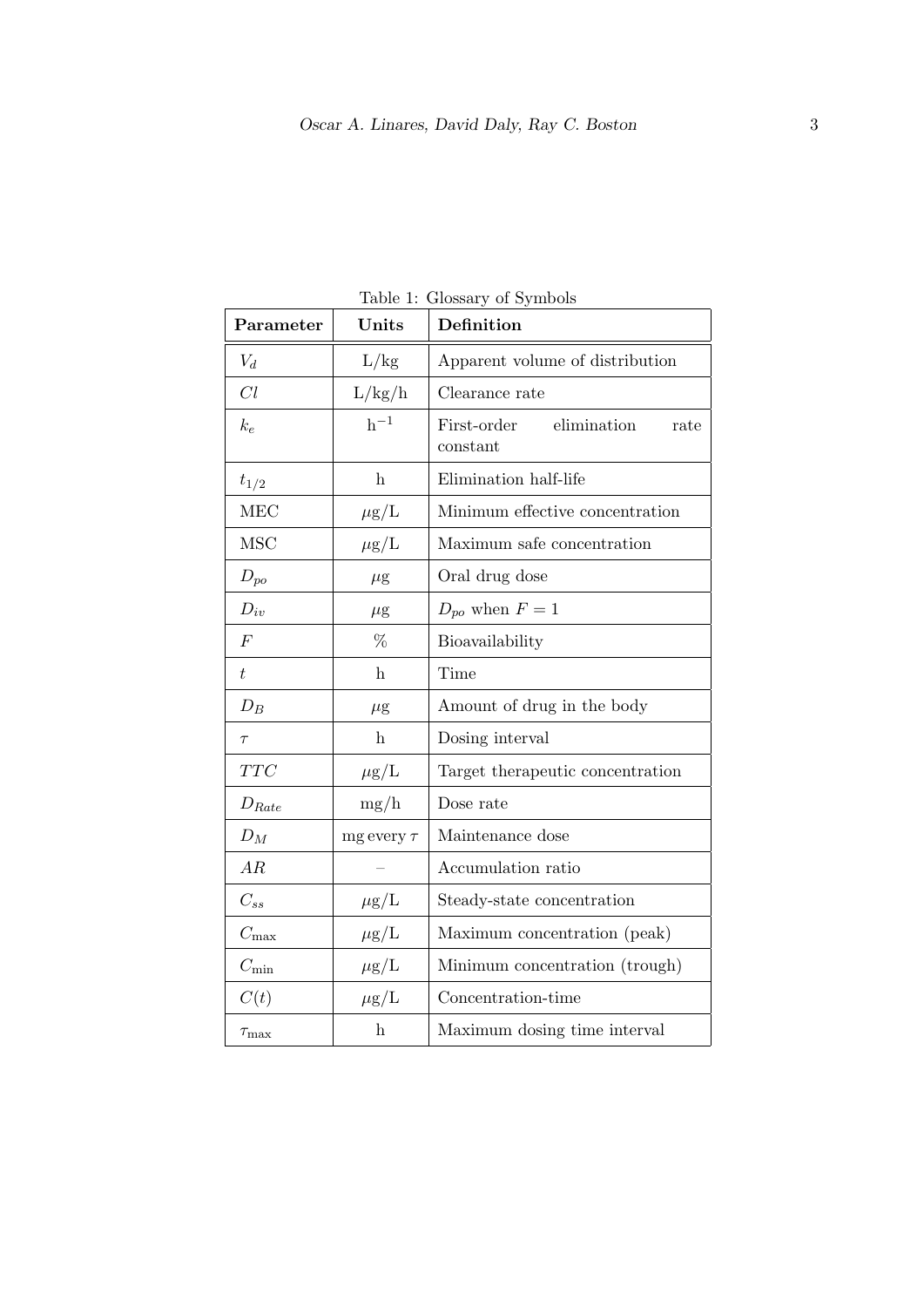Table 1: Glossary of Symbols

| **Parameter** | **Units** | **Definition** |
| --- | --- | --- |
| $V_d$ | L/kg | Apparent volume of distribution |
| $Cl$ | L/kg/h | Clearance rate |
| $k_e$ | $\text{h}^{-1}$ | First-order elimination rate constant |
| $t_{1/2}$ | h | Elimination half-life |
| MEC | $\mu$g/L | Minimum effective concentration |
| MSC | $\mu$g/L | Maximum safe concentration |
| $D_{po}$ | $\mu$g | Oral drug dose |
| $D_{iv}$ | $\mu$g | $D_{po}$ when $F = 1$ |
| $F$ | % | Bioavailability |
| $t$ | h | Time |
| $D_B$ | $\mu$g | Amount of drug in the body |
| $\tau$ | h | Dosing interval |
| $TTC$ | $\mu$g/L | Target therapeutic concentration |
| $D_{Rate}$ | mg/h | Dose rate |
| $D_M$ | mg every $\tau$ | Maintenance dose |
| $AR$ | – | Accumulation ratio |
| $C_{ss}$ | $\mu$g/L | Steady-state concentration |
| $C_{\max}$ | $\mu$g/L | Maximum concentration (peak) |
| $C_{\min}$ | $\mu$g/L | Minimum concentration (trough) |
| $C(t)$ | $\mu$g/L | Concentration-time |
| $\tau_{\max}$ | h | Maximum dosing time interval |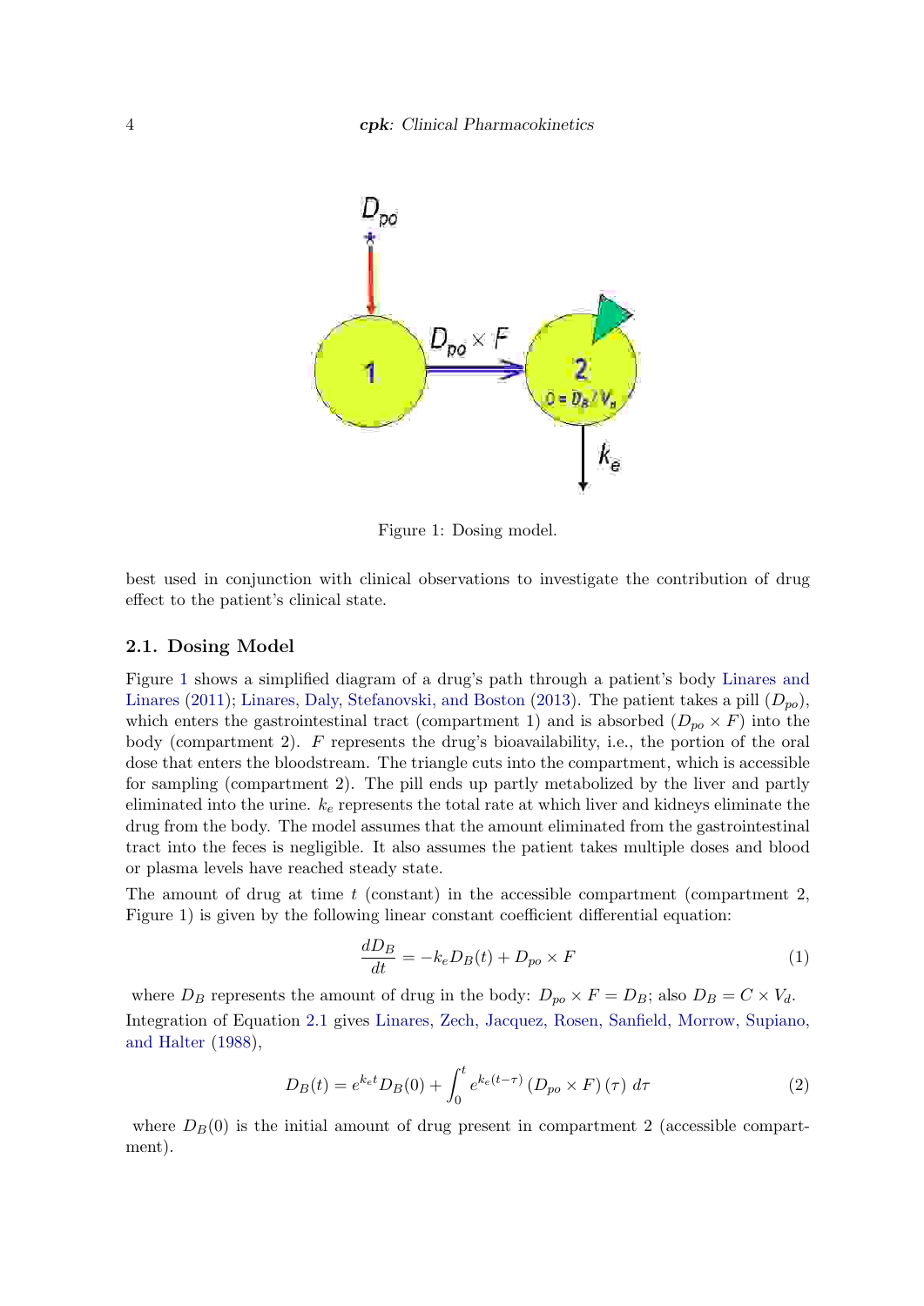Figure 1: Dosing model.

best used in conjunction with clinical observations to investigate the contribution of drug effect to the patient's clinical state.

### 2.1. Dosing Model

Figure 1 shows a simplified diagram of a drug's path through a patient's body Linares and Linares (2011); Linares, Daly, Stefanovski, and Boston (2013). The patient takes a pill ($D_{po}$), which enters the gastrointestinal tract (compartment 1) and is absorbed ($D_{po} \times F$) into the body (compartment 2). $F$ represents the drug's bioavailability, i.e., the portion of the oral dose that enters the bloodstream. The triangle cuts into the compartment, which is accessible for sampling (compartment 2). The pill ends up partly metabolized by the liver and partly eliminated into the urine. $k_e$ represents the total rate at which liver and kidneys eliminate the drug from the body. The model assumes that the amount eliminated from the gastrointestinal tract into the feces is negligible. It also assumes the patient takes multiple doses and blood or plasma levels have reached steady state.

The amount of drug at time $t$ (constant) in the accessible compartment (compartment 2, Figure 1) is given by the following linear constant coefficient differential equation:

$$\frac{dD_B}{dt} = -k_e D_B(t) + D_{po} \times F \tag{1}$$

where $D_B$ represents the amount of drug in the body: $D_{po} \times F = D_B$; also $D_B = C \times V_d$.

Integration of Equation 2.1 gives Linares, Zech, Jacquez, Rosen, Sanfield, Morrow, Supiano, and Halter (1988),

$$D_B(t) = e^{k_e t} D_B(0) + \int_0^t e^{k_e(t-\tau)} \left(D_{po} \times F\right)(\tau)\, d\tau \tag{2}$$

where $D_B(0)$ is the initial amount of drug present in compartment 2 (accessible compartment).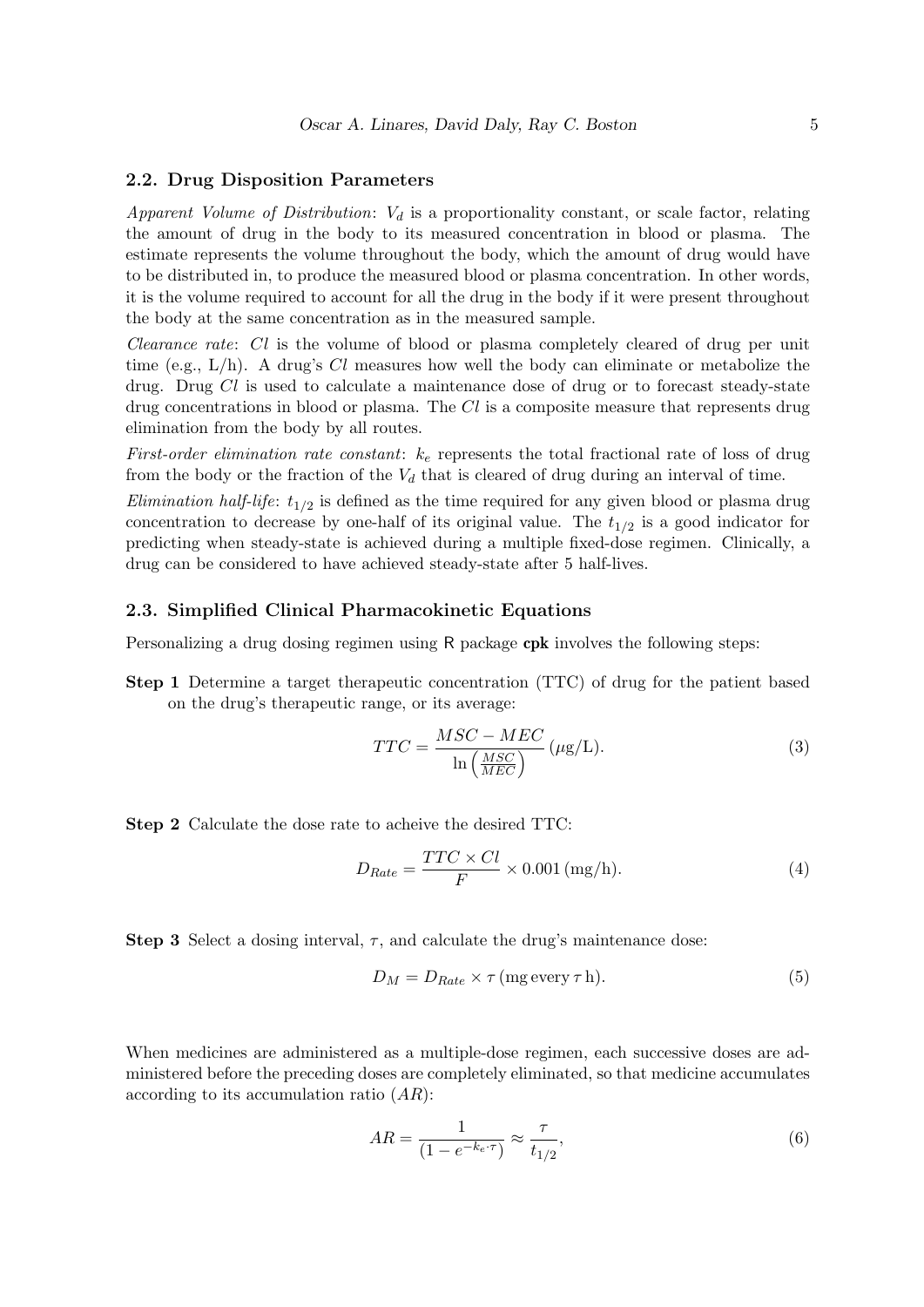### 2.2. Drug Disposition Parameters

*Apparent Volume of Distribution*: $V_d$ is a proportionality constant, or scale factor, relating the amount of drug in the body to its measured concentration in blood or plasma. The estimate represents the volume throughout the body, which the amount of drug would have to be distributed in, to produce the measured blood or plasma concentration. In other words, it is the volume required to account for all the drug in the body if it were present throughout the body at the same concentration as in the measured sample.

*Clearance rate*: $Cl$ is the volume of blood or plasma completely cleared of drug per unit time (e.g., L/h). A drug's $Cl$ measures how well the body can eliminate or metabolize the drug. Drug $Cl$ is used to calculate a maintenance dose of drug or to forecast steady-state drug concentrations in blood or plasma. The $Cl$ is a composite measure that represents drug elimination from the body by all routes.

*First-order elimination rate constant*: $k_e$ represents the total fractional rate of loss of drug from the body or the fraction of the $V_d$ that is cleared of drug during an interval of time.

*Elimination half-life*: $t_{1/2}$ is defined as the time required for any given blood or plasma drug concentration to decrease by one-half of its original value. The $t_{1/2}$ is a good indicator for predicting when steady-state is achieved during a multiple fixed-dose regimen. Clinically, a drug can be considered to have achieved steady-state after 5 half-lives.

### 2.3. Simplified Clinical Pharmacokinetic Equations

Personalizing a drug dosing regimen using R package **cpk** involves the following steps:

**Step 1** Determine a target therapeutic concentration (TTC) of drug for the patient based on the drug's therapeutic range, or its average:

$$TTC = \frac{MSC - MEC}{\ln\left(\frac{MSC}{MEC}\right)} \, (\mu\text{g/L}). \tag{3}$$

**Step 2** Calculate the dose rate to acheive the desired TTC:

$$D_{Rate} = \frac{TTC \times Cl}{F} \times 0.001 \, (\text{mg/h}). \tag{4}$$

**Step 3** Select a dosing interval, $\tau$, and calculate the drug's maintenance dose:

$$D_M = D_{Rate} \times \tau \, (\text{mg every } \tau \, \text{h}). \tag{5}$$

When medicines are administered as a multiple-dose regimen, each successive doses are administered before the preceding doses are completely eliminated, so that medicine accumulates according to its accumulation ratio ($AR$):

$$AR = \frac{1}{(1 - e^{-k_e \cdot \tau})} \approx \frac{\tau}{t_{1/2}}, \tag{6}$$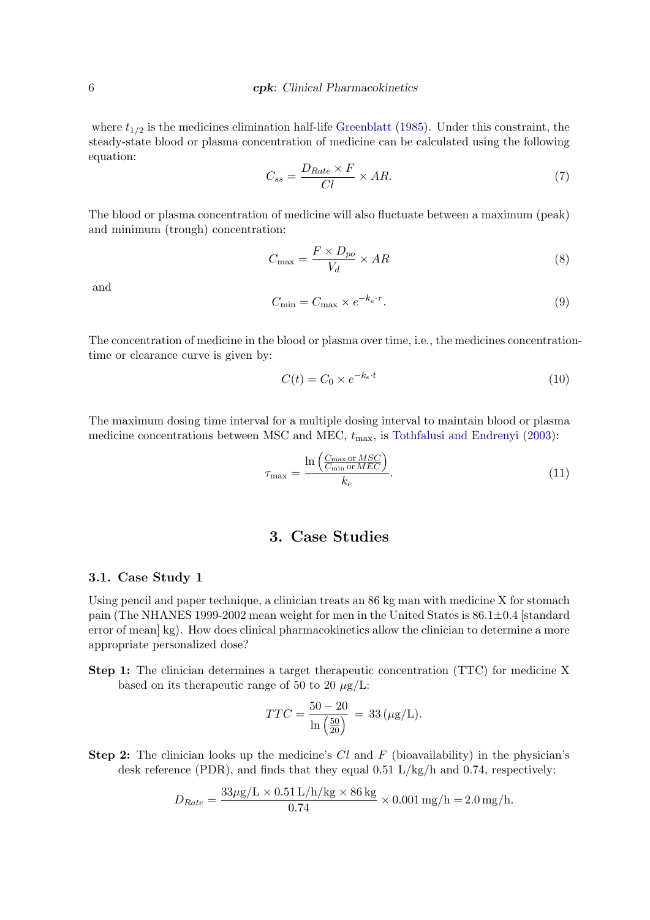where $t_{1/2}$ is the medicines elimination half-life Greenblatt (1985). Under this constraint, the steady-state blood or plasma concentration of medicine can be calculated using the following equation:

$$C_{ss} = \frac{D_{Rate} \times F}{Cl} \times AR. \tag{7}$$

The blood or plasma concentration of medicine will also fluctuate between a maximum (peak) and minimum (trough) concentration:

$$C_{\max} = \frac{F \times D_{po}}{V_d} \times AR \tag{8}$$

and

$$C_{\min} = C_{\max} \times e^{-k_e \cdot \tau}. \tag{9}$$

The concentration of medicine in the blood or plasma over time, i.e., the medicines concentration-time or clearance curve is given by:

$$C(t) = C_0 \times e^{-k_e \cdot t} \tag{10}$$

The maximum dosing time interval for a multiple dosing interval to maintain blood or plasma medicine concentrations between MSC and MEC, $t_{\max}$, is Tothfalusi and Endrenyi (2003):

$$\tau_{\max} = \frac{\ln\left(\frac{C_{\max} \text{ or } MSC}{C_{\min} \text{ or } MEC}\right)}{k_e}. \tag{11}$$

## 3. Case Studies

### 3.1. Case Study 1

Using pencil and paper technique, a clinician treats an 86 kg man with medicine X for stomach pain (The NHANES 1999-2002 mean weight for men in the United States is 86.1±0.4 [standard error of mean] kg). How does clinical pharmacokinetics allow the clinician to determine a more appropriate personalized dose?

**Step 1:** The clinician determines a target therapeutic concentration (TTC) for medicine X based on its therapeutic range of 50 to 20 $\mu$g/L:

$$TTC = \frac{50 - 20}{\ln\left(\frac{50}{20}\right)} = 33\,(\mu\text{g/L}).$$

**Step 2:** The clinician looks up the medicine's $Cl$ and $F$ (bioavailability) in the physician's desk reference (PDR), and finds that they equal 0.51 L/kg/h and 0.74, respectively:

$$D_{Rate} = \frac{33\mu\text{g/L} \times 0.51\,\text{L/h/kg} \times 86\,\text{kg}}{0.74} \times 0.001\,\text{mg/h} = 2.0\,\text{mg/h}.$$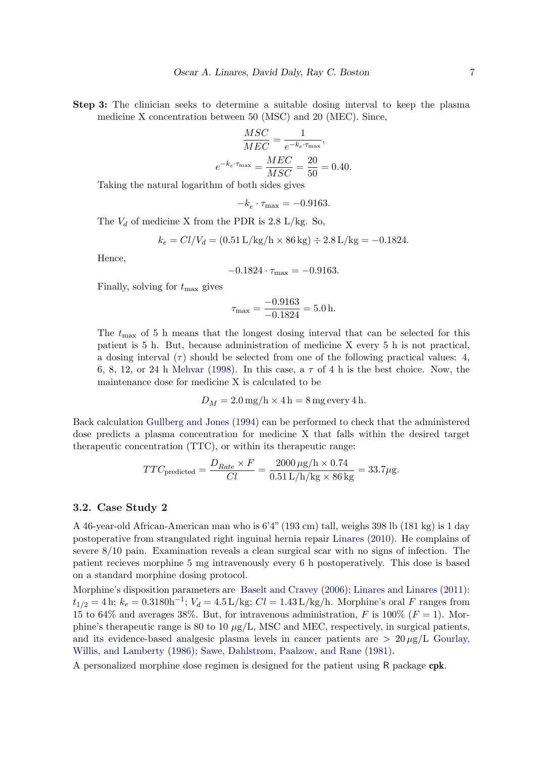**Step 3:** The clinician seeks to determine a suitable dosing interval to keep the plasma medicine X concentration between 50 (MSC) and 20 (MEC). Since,

$$\frac{MSC}{MEC} = \frac{1}{e^{-k_e \cdot \tau_{\max}}},$$

$$e^{-k_e \cdot \tau_{\max}} = \frac{MEC}{MSC} = \frac{20}{50} = 0.40.$$

Taking the natural logarithm of both sides gives

$$-k_e \cdot \tau_{\max} = -0.9163.$$

The $V_d$ of medicine X from the PDR is 2.8 L/kg. So,

$$k_e = Cl/V_d = (0.51\,\text{L/kg/h} \times 86\,\text{kg}) \div 2.8\,\text{L/kg} = -0.1824.$$

Hence,

$$-0.1824 \cdot \tau_{\max} = -0.9163.$$

Finally, solving for $t_{\max}$ gives

$$\tau_{\max} = \frac{-0.9163}{-0.1824} = 5.0\,\text{h}.$$

The $t_{\max}$ of 5 h means that the longest dosing interval that can be selected for this patient is 5 h. But, because administration of medicine X every 5 h is not practical, a dosing interval ($\tau$) should be selected from one of the following practical values: 4, 6, 8, 12, or 24 h Mehvar (1998). In this case, a $\tau$ of 4 h is the best choice. Now, the maintenance dose for medicine X is calculated to be

$$D_M = 2.0\,\text{mg/h} \times 4\,\text{h} = 8\,\text{mg every 4 h}.$$

Back calculation Gullberg and Jones (1994) can be performed to check that the administered dose predicts a plasma concentration for medicine X that falls within the desired target therapeutic concentration (TTC), or within its therapeutic range:

$$TTC_{\text{predicted}} = \frac{D_{Rate} \times F}{Cl} = \frac{2000\,\mu\text{g/h} \times 0.74}{0.51\,\text{L/h/kg} \times 86\,\text{kg}} = 33.7\mu\text{g}.$$

### 3.2. Case Study 2

A 46-year-old African-American man who is 6'4" (193 cm) tall, weighs 398 lb (181 kg) is 1 day postoperative from strangulated right inguinal hernia repair Linares (2010). He complains of severe 8/10 pain. Examination reveals a clean surgical scar with no signs of infection. The patient recieves morphine 5 mg intravenously every 6 h postoperatively. This dose is based on a standard morphine dosing protocol.

Morphine's disposition parameters are Baselt and Cravey (2006); Linares and Linares (2011): $t_{1/2} = 4\,\text{h}$; $k_e = 0.3180\text{h}^{-1}$; $V_d = 4.5\,\text{L/kg}$; $Cl = 1.43\,\text{L/kg/h}$. Morphine's oral $F$ ranges from 15 to 64% and averages 38%. But, for intravenous administration, $F$ is 100% ($F = 1$). Morphine's therapeutic range is 80 to 10 $\mu$g/L, MSC and MEC, respectively, in surgical patients, and its evidence-based analgesic plasma levels in cancer patients are $> 20\,\mu$g/L Gourlay, Willis, and Lamberty (1986); Sawe, Dahlstrom, Paalzow, and Rane (1981).

A personalized morphine dose regimen is designed for the patient using R package **cpk**.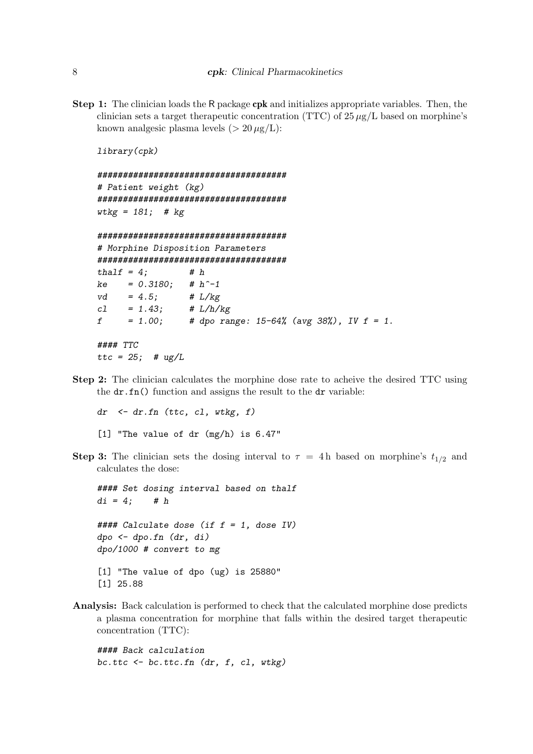**Step 1:** The clinician loads the R package **cpk** and initializes appropriate variables. Then, the clinician sets a target therapeutic concentration (TTC) of 25 $\mu$g/L based on morphine's known analgesic plasma levels ($> 20\,\mu$g/L):

```
library(cpk)

#####################################
# Patient weight (kg)
#####################################
wtkg = 181;  # kg

#####################################
# Morphine Disposition Parameters
#####################################
thalf = 4;        # h
ke    = 0.3180;   # h^-1
vd    = 4.5;      # L/kg
cl    = 1.43;     # L/h/kg
f     = 1.00;     # dpo range: 15-64% (avg 38%), IV f = 1.

#### TTC
ttc = 25;  # ug/L
```

**Step 2:** The clinician calculates the morphine dose rate to acheive the desired TTC using the `dr.fn()` function and assigns the result to the `dr` variable:

```
dr  <- dr.fn (ttc, cl, wtkg, f)

[1] "The value of dr (mg/h) is 6.47"
```

**Step 3:** The clinician sets the dosing interval to $\tau = 4\,$h based on morphine's $t_{1/2}$ and calculates the dose:

```
#### Set dosing interval based on thalf
di = 4;    # h

#### Calculate dose (if f = 1, dose IV)
dpo <- dpo.fn (dr, di)
dpo/1000 # convert to mg

[1] "The value of dpo (ug) is 25880"
[1] 25.88
```

**Analysis:** Back calculation is performed to check that the calculated morphine dose predicts a plasma concentration for morphine that falls within the desired target therapeutic concentration (TTC):

```
#### Back calculation
bc.ttc <- bc.ttc.fn (dr, f, cl, wtkg)
```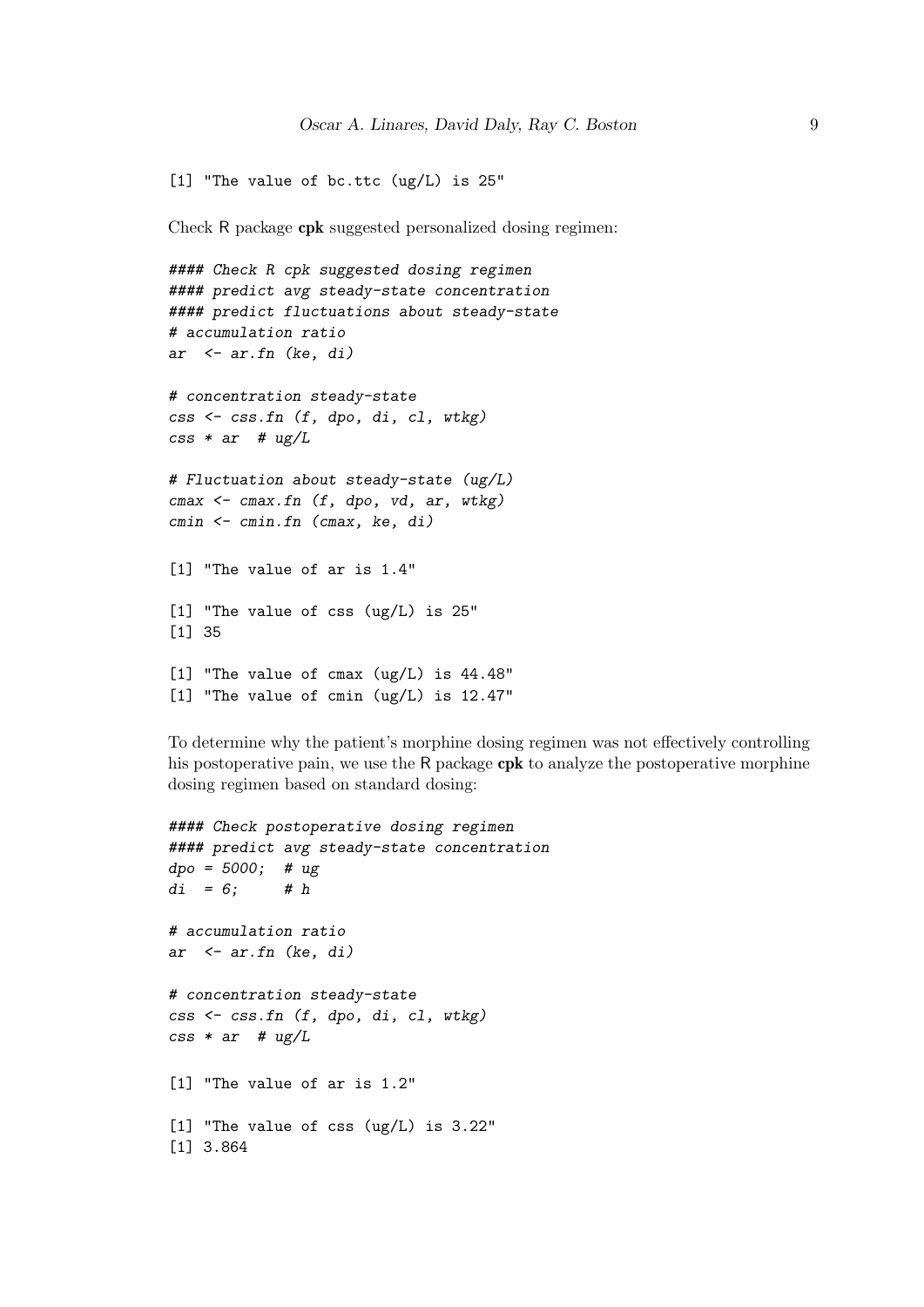```
[1] "The value of bc.ttc (ug/L) is 25"
```

Check R package **cpk** suggested personalized dosing regimen:

```
#### Check R cpk suggested dosing regimen
#### predict avg steady-state concentration
#### predict fluctuations about steady-state
# accumulation ratio
ar  <- ar.fn (ke, di)

# concentration steady-state
css <- css.fn (f, dpo, di, cl, wtkg)
css * ar  # ug/L

# Fluctuation about steady-state (ug/L)
cmax <- cmax.fn (f, dpo, vd, ar, wtkg)
cmin <- cmin.fn (cmax, ke, di)

[1] "The value of ar is 1.4"

[1] "The value of css (ug/L) is 25"
[1] 35

[1] "The value of cmax (ug/L) is 44.48"
[1] "The value of cmin (ug/L) is 12.47"
```

To determine why the patient's morphine dosing regimen was not effectively controlling his postoperative pain, we use the R package **cpk** to analyze the postoperative morphine dosing regimen based on standard dosing:

```
#### Check postoperative dosing regimen
#### predict avg steady-state concentration
dpo = 5000;  # ug
di  = 6;     # h

# accumulation ratio
ar  <- ar.fn (ke, di)

# concentration steady-state
css <- css.fn (f, dpo, di, cl, wtkg)
css * ar  # ug/L

[1] "The value of ar is 1.2"

[1] "The value of css (ug/L) is 3.22"
[1] 3.864
```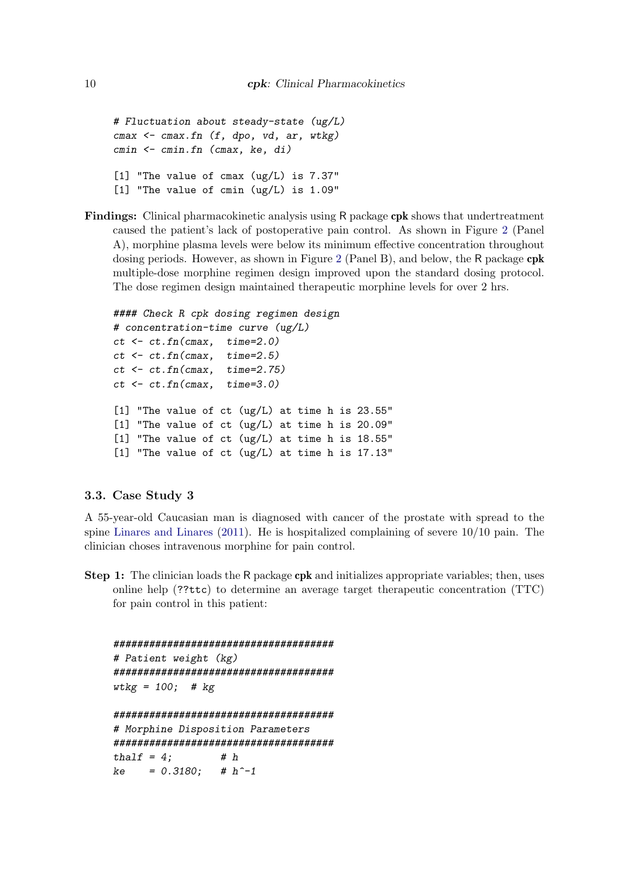```
# Fluctuation about steady-state (ug/L)
cmax <- cmax.fn (f, dpo, vd, ar, wtkg)
cmin <- cmin.fn (cmax, ke, di)

[1] "The value of cmax (ug/L) is 7.37"
[1] "The value of cmin (ug/L) is 1.09"
```

**Findings:** Clinical pharmacokinetic analysis using R package **cpk** shows that undertreatment caused the patient's lack of postoperative pain control. As shown in Figure 2 (Panel A), morphine plasma levels were below its minimum effective concentration throughout dosing periods. However, as shown in Figure 2 (Panel B), and below, the R package **cpk** multiple-dose morphine regimen design improved upon the standard dosing protocol. The dose regimen design maintained therapeutic morphine levels for over 2 hrs.

```
#### Check R cpk dosing regimen design
# concentration-time curve (ug/L)
ct <- ct.fn(cmax,  time=2.0)
ct <- ct.fn(cmax,  time=2.5)
ct <- ct.fn(cmax,  time=2.75)
ct <- ct.fn(cmax,  time=3.0)

[1] "The value of ct (ug/L) at time h is 23.55"
[1] "The value of ct (ug/L) at time h is 20.09"
[1] "The value of ct (ug/L) at time h is 18.55"
[1] "The value of ct (ug/L) at time h is 17.13"
```

### 3.3. Case Study 3

A 55-year-old Caucasian man is diagnosed with cancer of the prostate with spread to the spine Linares and Linares (2011). He is hospitalized complaining of severe 10/10 pain. The clinician choses intravenous morphine for pain control.

**Step 1:** The clinician loads the R package **cpk** and initializes appropriate variables; then, uses online help (??ttc) to determine an average target therapeutic concentration (TTC) for pain control in this patient:

```
#####################################
# Patient weight (kg)
#####################################
wtkg = 100;  # kg

#####################################
# Morphine Disposition Parameters
#####################################
thalf = 4;        # h
ke    = 0.3180;   # h^-1
```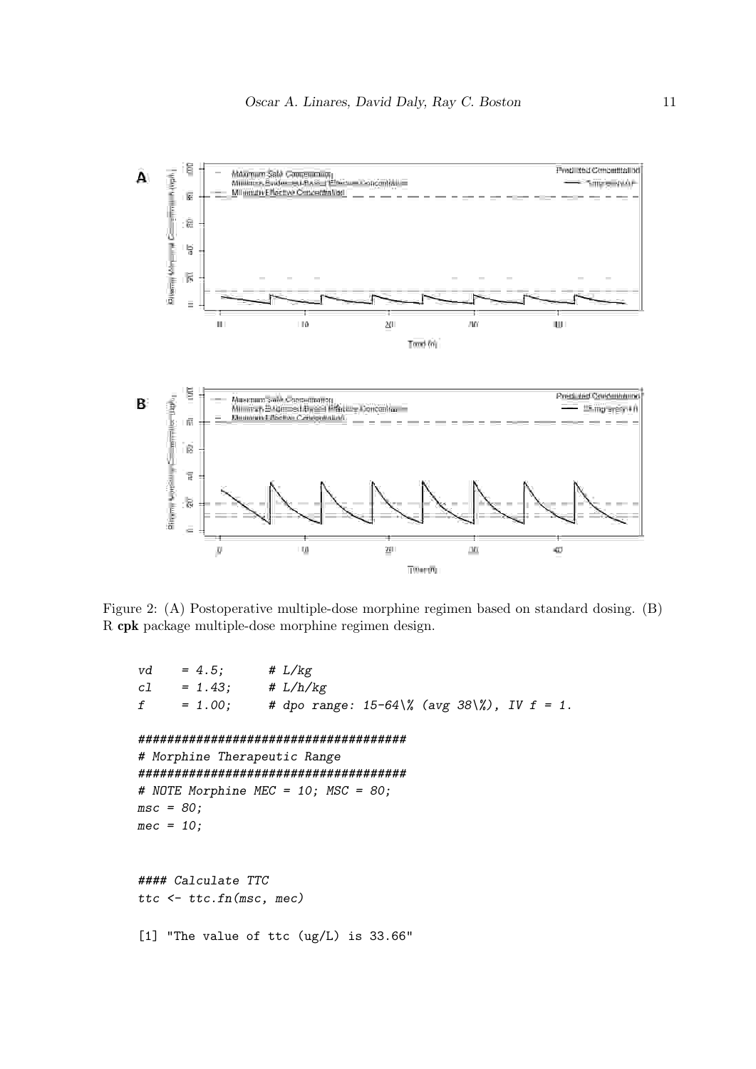Figure 2: (A) Postoperative multiple-dose morphine regimen based on standard dosing. (B) R **cpk** package multiple-dose morphine regimen design.

```
vd    = 4.5;      # L/kg
cl    = 1.43;     # L/h/kg
f     = 1.00;     # dpo range: 15-64\% (avg 38\%), IV f = 1.

#####################################
# Morphine Therapeutic Range
#####################################
# NOTE Morphine MEC = 10; MSC = 80;
msc = 80;
mec = 10;


#### Calculate TTC
ttc <- ttc.fn(msc, mec)

[1] "The value of ttc (ug/L) is 33.66"
```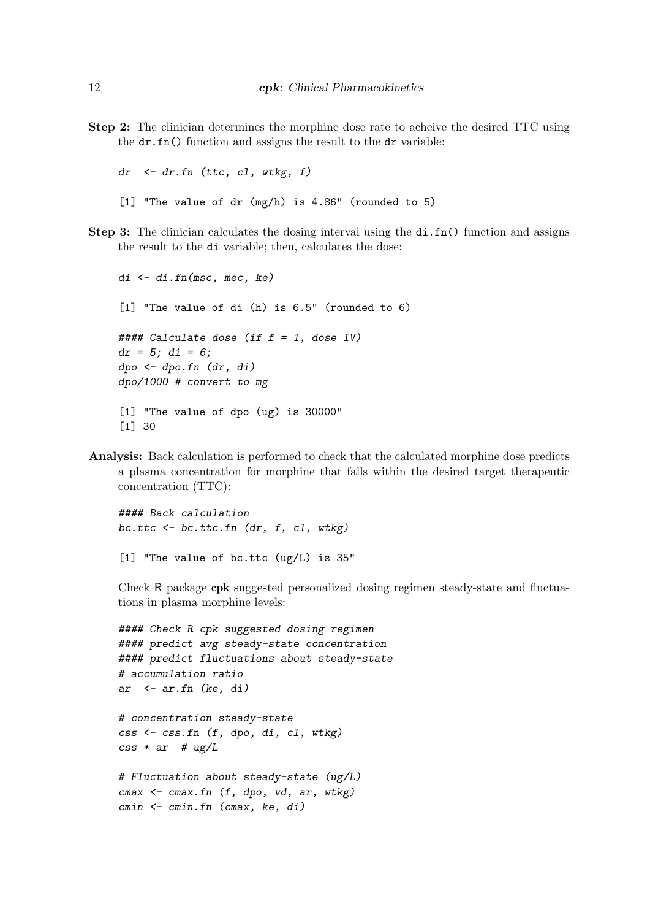**Step 2:** The clinician determines the morphine dose rate to acheive the desired TTC using the `dr.fn()` function and assigns the result to the `dr` variable:

```
dr  <- dr.fn (ttc, cl, wtkg, f)

[1] "The value of dr (mg/h) is 4.86" (rounded to 5)
```

**Step 3:** The clinician calculates the dosing interval using the `di.fn()` function and assigns the result to the `di` variable; then, calculates the dose:

```
di <- di.fn(msc, mec, ke)

[1] "The value of di (h) is 6.5" (rounded to 6)

#### Calculate dose (if f = 1, dose IV)
dr = 5; di = 6;
dpo <- dpo.fn (dr, di)
dpo/1000 # convert to mg

[1] "The value of dpo (ug) is 30000"
[1] 30
```

**Analysis:** Back calculation is performed to check that the calculated morphine dose predicts a plasma concentration for morphine that falls within the desired target therapeutic concentration (TTC):

```
#### Back calculation
bc.ttc <- bc.ttc.fn (dr, f, cl, wtkg)

[1] "The value of bc.ttc (ug/L) is 35"
```

Check R package **cpk** suggested personalized dosing regimen steady-state and fluctuations in plasma morphine levels:

```
#### Check R cpk suggested dosing regimen
#### predict avg steady-state concentration
#### predict fluctuations about steady-state
# accumulation ratio
ar  <- ar.fn (ke, di)

# concentration steady-state
css <- css.fn (f, dpo, di, cl, wtkg)
css * ar  # ug/L

# Fluctuation about steady-state (ug/L)
cmax <- cmax.fn (f, dpo, vd, ar, wtkg)
cmin <- cmin.fn (cmax, ke, di)
```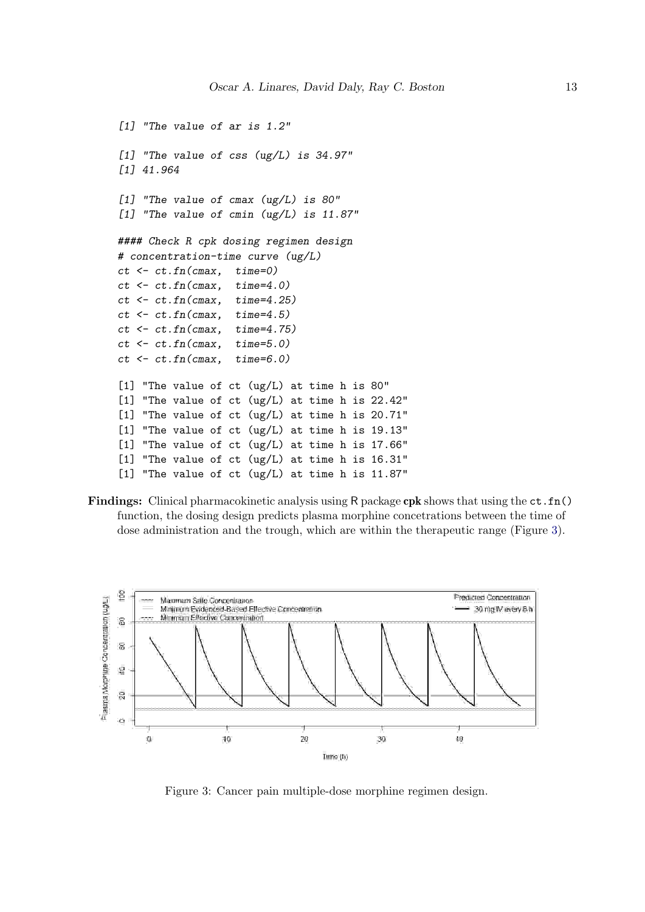```
[1] "The value of ar is 1.2"

[1] "The value of css (ug/L) is 34.97"
[1] 41.964

[1] "The value of cmax (ug/L) is 80"
[1] "The value of cmin (ug/L) is 11.87"

#### Check R cpk dosing regimen design
# concentration-time curve (ug/L)
ct <- ct.fn(cmax,  time=0)
ct <- ct.fn(cmax,  time=4.0)
ct <- ct.fn(cmax,  time=4.25)
ct <- ct.fn(cmax,  time=4.5)
ct <- ct.fn(cmax,  time=4.75)
ct <- ct.fn(cmax,  time=5.0)
ct <- ct.fn(cmax,  time=6.0)

[1] "The value of ct (ug/L) at time h is 80"
[1] "The value of ct (ug/L) at time h is 22.42"
[1] "The value of ct (ug/L) at time h is 20.71"
[1] "The value of ct (ug/L) at time h is 19.13"
[1] "The value of ct (ug/L) at time h is 17.66"
[1] "The value of ct (ug/L) at time h is 16.31"
[1] "The value of ct (ug/L) at time h is 11.87"
```

**Findings:** Clinical pharmacokinetic analysis using R package **cpk** shows that using the `ct.fn()` function, the dosing design predicts plasma morphine concetrations between the time of dose administration and the trough, which are within the therapeutic range (Figure 3).

Figure 3: Cancer pain multiple-dose morphine regimen design.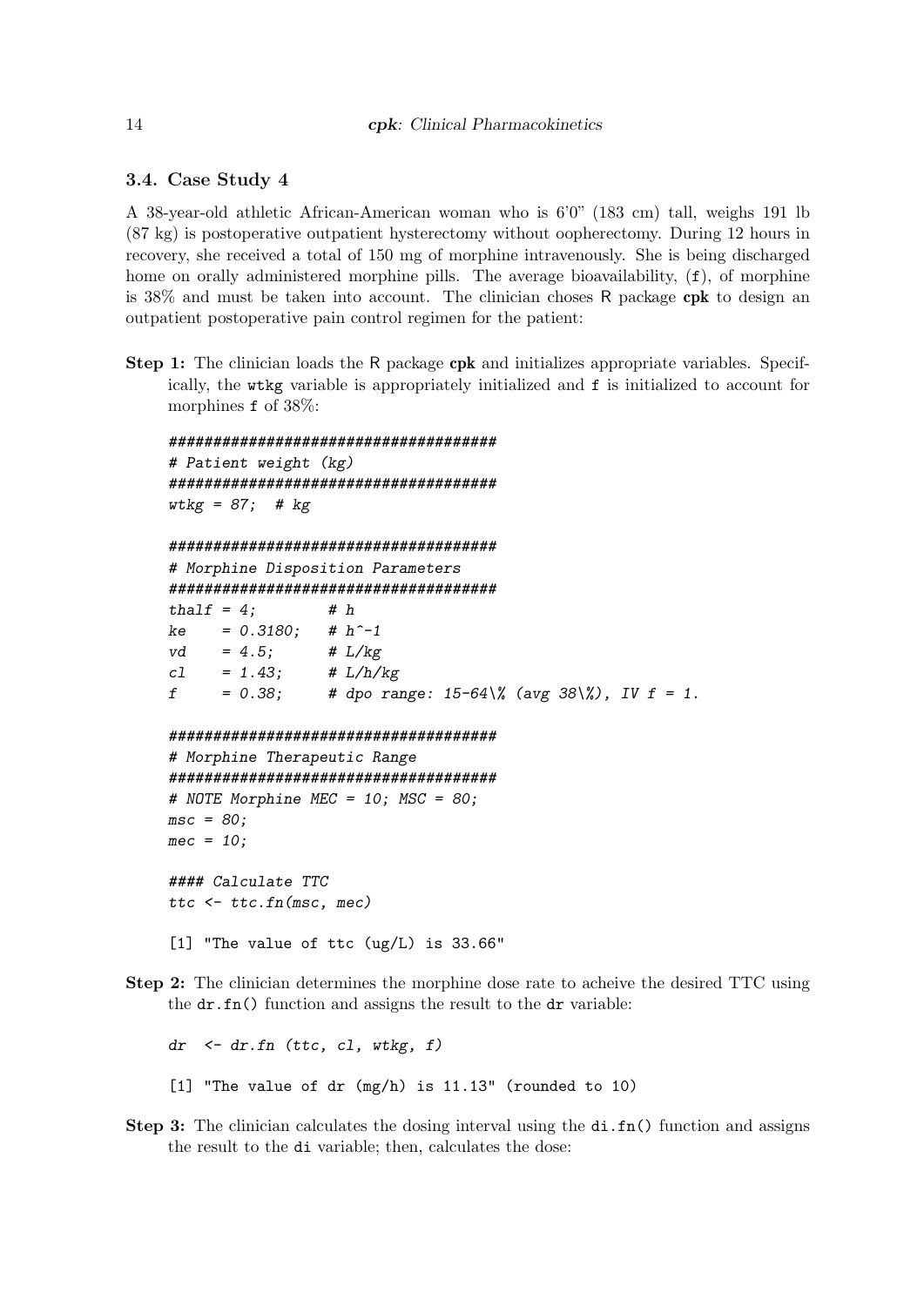### 3.4. Case Study 4

A 38-year-old athletic African-American woman who is 6'0" (183 cm) tall, weighs 191 lb (87 kg) is postoperative outpatient hysterectomy without oopherectomy. During 12 hours in recovery, she received a total of 150 mg of morphine intravenously. She is being discharged home on orally administered morphine pills. The average bioavailability, (f), of morphine is 38% and must be taken into account. The clinician choses R package **cpk** to design an outpatient postoperative pain control regimen for the patient:

**Step 1:** The clinician loads the R package **cpk** and initializes appropriate variables. Specifically, the `wtkg` variable is appropriately initialized and `f` is initialized to account for morphines `f` of 38%:

```
#####################################
# Patient weight (kg)
#####################################
wtkg = 87;  # kg

#####################################
# Morphine Disposition Parameters
#####################################
thalf = 4;        # h
ke    = 0.3180;   # h^-1
vd    = 4.5;      # L/kg
cl    = 1.43;     # L/h/kg
f     = 0.38;     # dpo range: 15-64\% (avg 38\%), IV f = 1.

#####################################
# Morphine Therapeutic Range
#####################################
# NOTE Morphine MEC = 10; MSC = 80;
msc = 80;
mec = 10;

#### Calculate TTC
ttc <- ttc.fn(msc, mec)

[1] "The value of ttc (ug/L) is 33.66"
```

**Step 2:** The clinician determines the morphine dose rate to acheive the desired TTC using the `dr.fn()` function and assigns the result to the `dr` variable:

```
dr  <- dr.fn (ttc, cl, wtkg, f)

[1] "The value of dr (mg/h) is 11.13" (rounded to 10)
```

**Step 3:** The clinician calculates the dosing interval using the `di.fn()` function and assigns the result to the `di` variable; then, calculates the dose: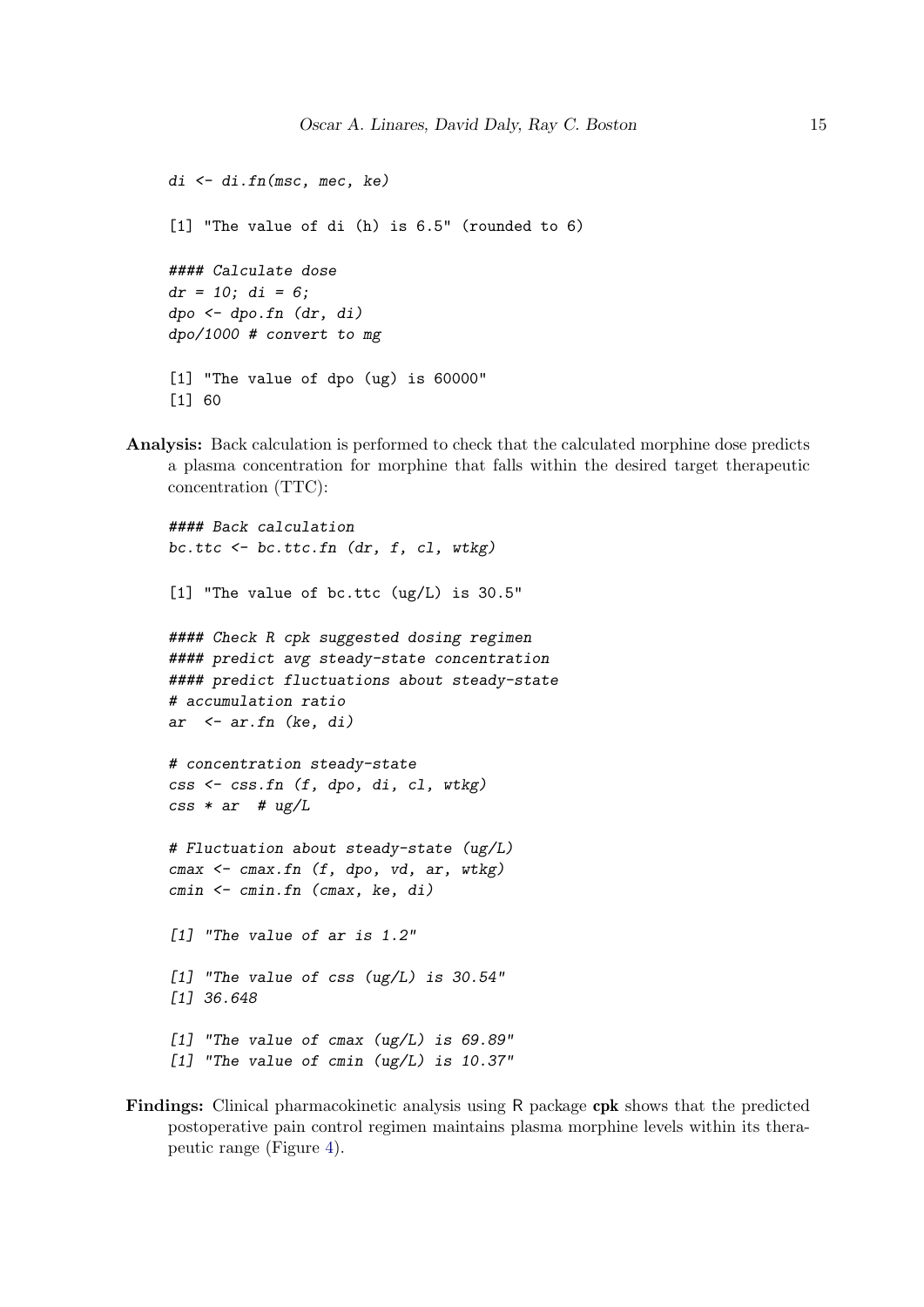```
di <- di.fn(msc, mec, ke)

[1] "The value of di (h) is 6.5" (rounded to 6)

#### Calculate dose
dr = 10; di = 6;
dpo <- dpo.fn (dr, di)
dpo/1000 # convert to mg

[1] "The value of dpo (ug) is 60000"
[1] 60
```

**Analysis:** Back calculation is performed to check that the calculated morphine dose predicts a plasma concentration for morphine that falls within the desired target therapeutic concentration (TTC):

```
#### Back calculation
bc.ttc <- bc.ttc.fn (dr, f, cl, wtkg)

[1] "The value of bc.ttc (ug/L) is 30.5"

#### Check R cpk suggested dosing regimen
#### predict avg steady-state concentration
#### predict fluctuations about steady-state
# accumulation ratio
ar  <- ar.fn (ke, di)

# concentration steady-state
css <- css.fn (f, dpo, di, cl, wtkg)
css * ar  # ug/L

# Fluctuation about steady-state (ug/L)
cmax <- cmax.fn (f, dpo, vd, ar, wtkg)
cmin <- cmin.fn (cmax, ke, di)

[1] "The value of ar is 1.2"

[1] "The value of css (ug/L) is 30.54"
[1] 36.648

[1] "The value of cmax (ug/L) is 69.89"
[1] "The value of cmin (ug/L) is 10.37"
```

**Findings:** Clinical pharmacokinetic analysis using R package **cpk** shows that the predicted postoperative pain control regimen maintains plasma morphine levels within its therapeutic range (Figure 4).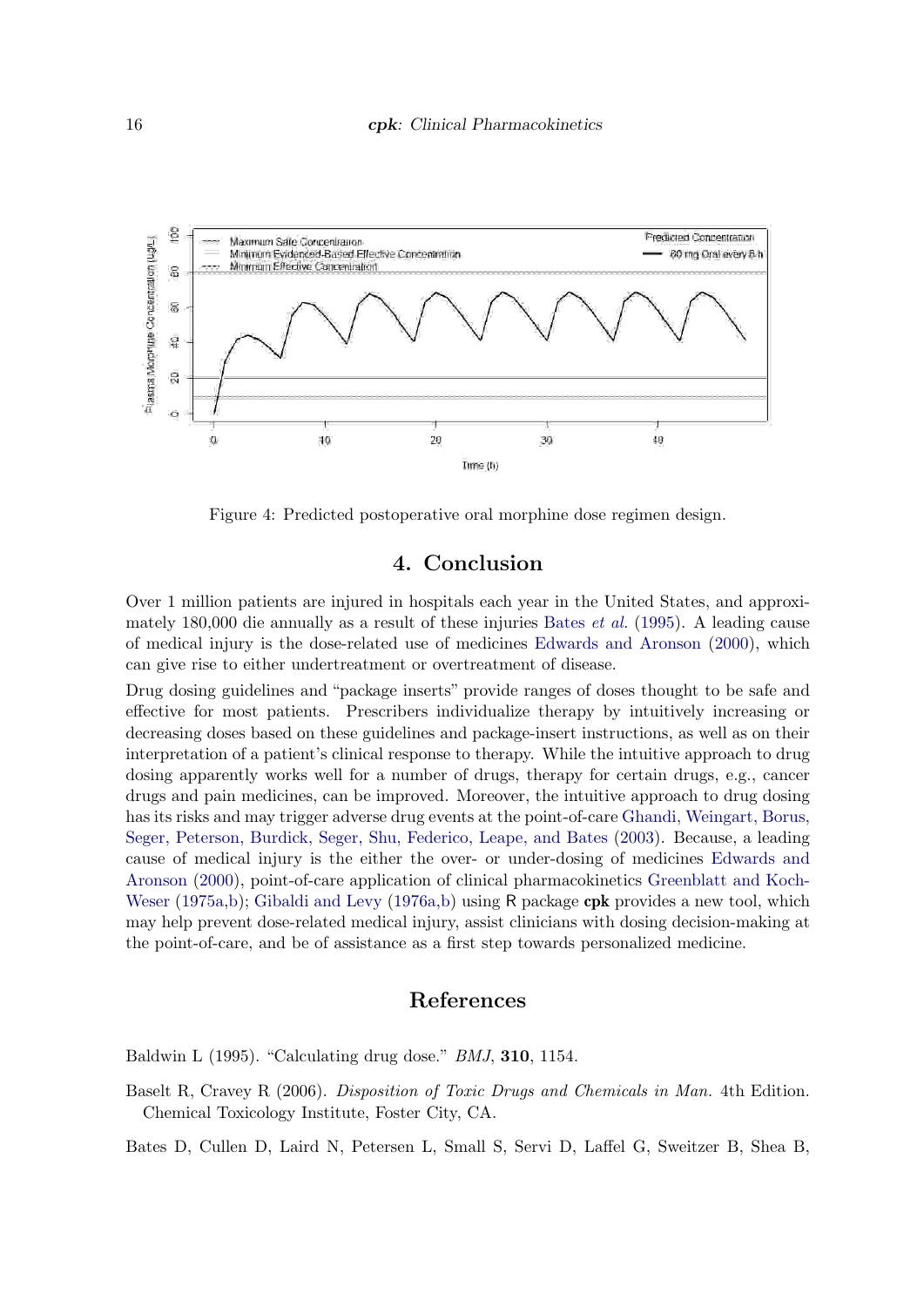Figure 4: Predicted postoperative oral morphine dose regimen design.

## 4. Conclusion

Over 1 million patients are injured in hospitals each year in the United States, and approximately 180,000 die annually as a result of these injuries Bates *et al.* (1995). A leading cause of medical injury is the dose-related use of medicines Edwards and Aronson (2000), which can give rise to either undertreatment or overtreatment of disease.

Drug dosing guidelines and "package inserts" provide ranges of doses thought to be safe and effective for most patients. Prescribers individualize therapy by intuitively increasing or decreasing doses based on these guidelines and package-insert instructions, as well as on their interpretation of a patient's clinical response to therapy. While the intuitive approach to drug dosing apparently works well for a number of drugs, therapy for certain drugs, e.g., cancer drugs and pain medicines, can be improved. Moreover, the intuitive approach to drug dosing has its risks and may trigger adverse drug events at the point-of-care Ghandi, Weingart, Borus, Seger, Peterson, Burdick, Seger, Shu, Federico, Leape, and Bates (2003). Because, a leading cause of medical injury is the either over- or under-dosing of medicines Edwards and Aronson (2000), point-of-care application of clinical pharmacokinetics Greenblatt and Koch-Weser (1975a,b); Gibaldi and Levy (1976a,b) using R package **cpk** provides a new tool, which may help prevent dose-related medical injury, assist clinicians with dosing decision-making at the point-of-care, and be of assistance as a first step towards personalized medicine.

## References

Baldwin L (1995). "Calculating drug dose." *BMJ*, **310**, 1154.

Baselt R, Cravey R (2006). *Disposition of Toxic Drugs and Chemicals in Man.* 4th Edition. Chemical Toxicology Institute, Foster City, CA.

Bates D, Cullen D, Laird N, Petersen L, Small S, Servi D, Laffel G, Sweitzer B, Shea B,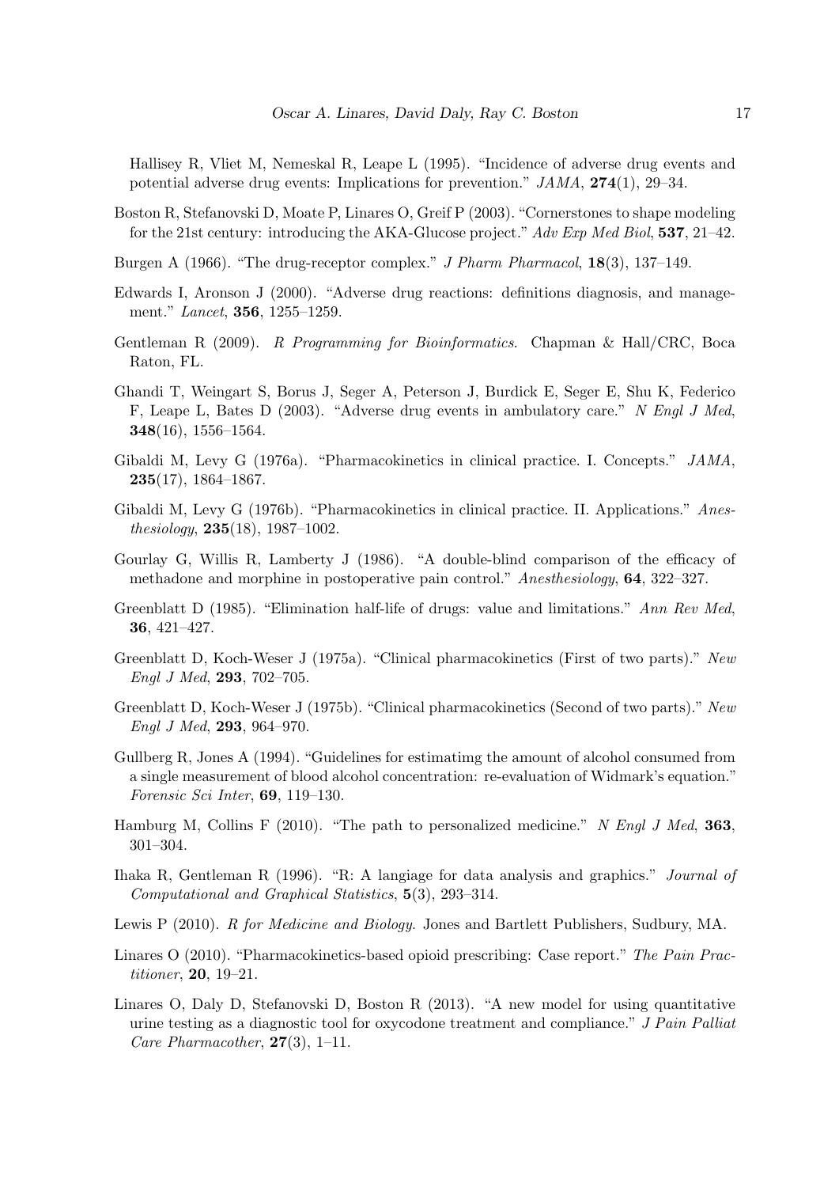Hallisey R, Vliet M, Nemeskal R, Leape L (1995). "Incidence of adverse drug events and potential adverse drug events: Implications for prevention." *JAMA*, **274**(1), 29–34.

Boston R, Stefanovski D, Moate P, Linares O, Greif P (2003). "Cornerstones to shape modeling for the 21st century: introducing the AKA-Glucose project." *Adv Exp Med Biol*, **537**, 21–42.

Burgen A (1966). "The drug-receptor complex." *J Pharm Pharmacol*, **18**(3), 137–149.

Edwards I, Aronson J (2000). "Adverse drug reactions: definitions diagnosis, and management." *Lancet*, **356**, 1255–1259.

Gentleman R (2009). *R Programming for Bioinformatics*. Chapman & Hall/CRC, Boca Raton, FL.

Ghandi T, Weingart S, Borus J, Seger A, Peterson J, Burdick E, Seger E, Shu K, Federico F, Leape L, Bates D (2003). "Adverse drug events in ambulatory care." *N Engl J Med*, **348**(16), 1556–1564.

Gibaldi M, Levy G (1976a). "Pharmacokinetics in clinical practice. I. Concepts." *JAMA*, **235**(17), 1864–1867.

Gibaldi M, Levy G (1976b). "Pharmacokinetics in clinical practice. II. Applications." *Anesthesiology*, **235**(18), 1987–1002.

Gourlay G, Willis R, Lamberty J (1986). "A double-blind comparison of the efficacy of methadone and morphine in postoperative pain control." *Anesthesiology*, **64**, 322–327.

Greenblatt D (1985). "Elimination half-life of drugs: value and limitations." *Ann Rev Med*, **36**, 421–427.

Greenblatt D, Koch-Weser J (1975a). "Clinical pharmacokinetics (First of two parts)." *New Engl J Med*, **293**, 702–705.

Greenblatt D, Koch-Weser J (1975b). "Clinical pharmacokinetics (Second of two parts)." *New Engl J Med*, **293**, 964–970.

Gullberg R, Jones A (1994). "Guidelines for estimatimg the amount of alcohol consumed from a single measurement of blood alcohol concentration: re-evaluation of Widmark's equation." *Forensic Sci Inter*, **69**, 119–130.

Hamburg M, Collins F (2010). "The path to personalized medicine." *N Engl J Med*, **363**, 301–304.

Ihaka R, Gentleman R (1996). "R: A langiage for data analysis and graphics." *Journal of Computational and Graphical Statistics*, **5**(3), 293–314.

Lewis P (2010). *R for Medicine and Biology*. Jones and Bartlett Publishers, Sudbury, MA.

Linares O (2010). "Pharmacokinetics-based opioid prescribing: Case report." *The Pain Practitioner*, **20**, 19–21.

Linares O, Daly D, Stefanovski D, Boston R (2013). "A new model for using quantitative urine testing as a diagnostic tool for oxycodone treatment and compliance." *J Pain Palliat Care Pharmacother*, **27**(3), 1–11.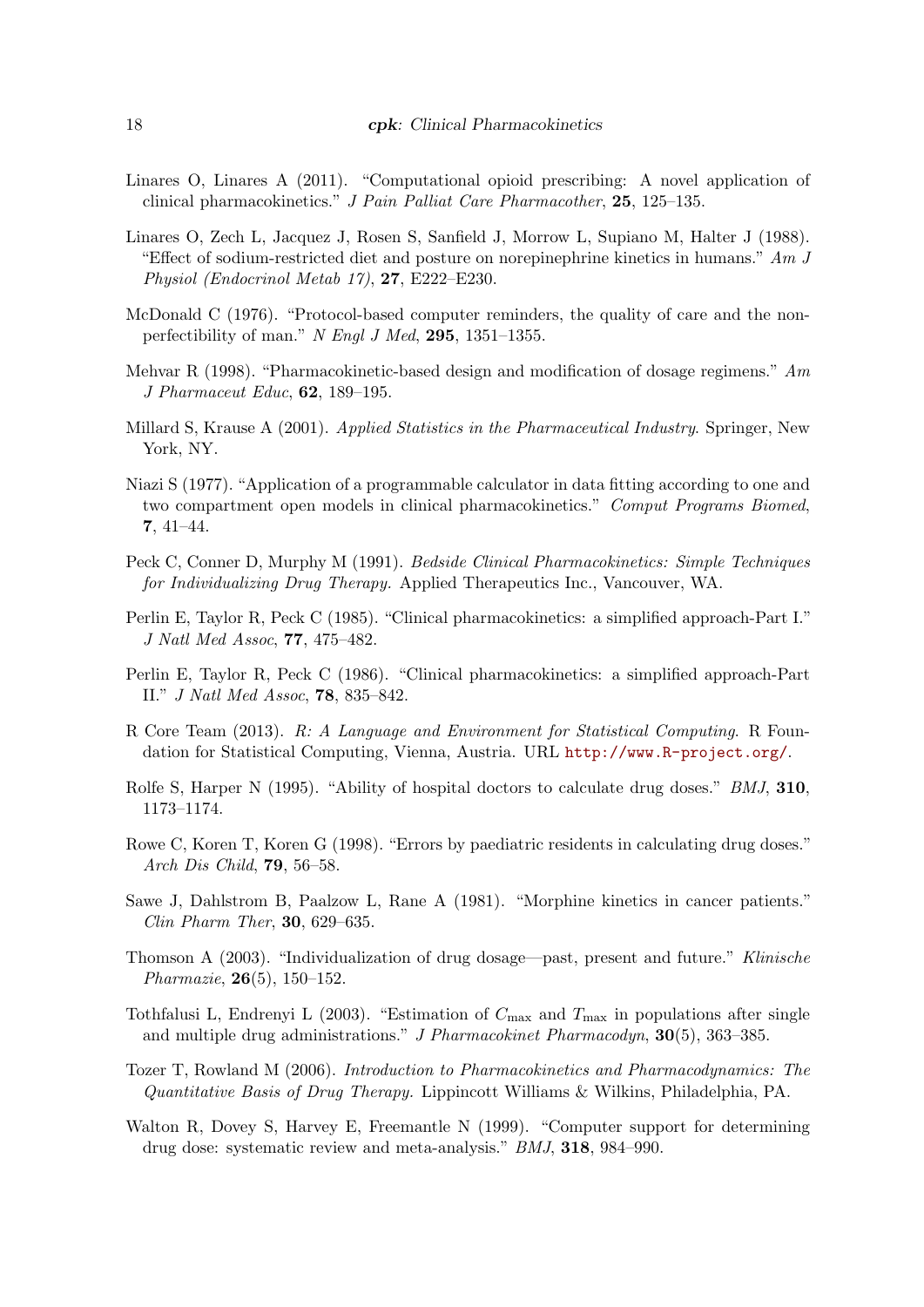Linares O, Linares A (2011). "Computational opioid prescribing: A novel application of clinical pharmacokinetics." *J Pain Palliat Care Pharmacother*, **25**, 125–135.

Linares O, Zech L, Jacquez J, Rosen S, Sanfield J, Morrow L, Supiano M, Halter J (1988). "Effect of sodium-restricted diet and posture on norepinephrine kinetics in humans." *Am J Physiol (Endocrinol Metab 17)*, **27**, E222–E230.

McDonald C (1976). "Protocol-based computer reminders, the quality of care and the non-perfectibility of man." *N Engl J Med*, **295**, 1351–1355.

Mehvar R (1998). "Pharmacokinetic-based design and modification of dosage regimens." *Am J Pharmaceut Educ*, **62**, 189–195.

Millard S, Krause A (2001). *Applied Statistics in the Pharmaceutical Industry*. Springer, New York, NY.

Niazi S (1977). "Application of a programmable calculator in data fitting according to one and two compartment open models in clinical pharmacokinetics." *Comput Programs Biomed*, **7**, 41–44.

Peck C, Conner D, Murphy M (1991). *Bedside Clinical Pharmacokinetics: Simple Techniques for Individualizing Drug Therapy*. Applied Therapeutics Inc., Vancouver, WA.

Perlin E, Taylor R, Peck C (1985). "Clinical pharmacokinetics: a simplified approach-Part I." *J Natl Med Assoc*, **77**, 475–482.

Perlin E, Taylor R, Peck C (1986). "Clinical pharmacokinetics: a simplified approach-Part II." *J Natl Med Assoc*, **78**, 835–842.

R Core Team (2013). *R: A Language and Environment for Statistical Computing*. R Foundation for Statistical Computing, Vienna, Austria. URL http://www.R-project.org/.

Rolfe S, Harper N (1995). "Ability of hospital doctors to calculate drug doses." *BMJ*, **310**, 1173–1174.

Rowe C, Koren T, Koren G (1998). "Errors by paediatric residents in calculating drug doses." *Arch Dis Child*, **79**, 56–58.

Sawe J, Dahlstrom B, Paalzow L, Rane A (1981). "Morphine kinetics in cancer patients." *Clin Pharm Ther*, **30**, 629–635.

Thomson A (2003). "Individualization of drug dosage—past, present and future." *Klinische Pharmazie*, **26**(5), 150–152.

Tothfalusi L, Endrenyi L (2003). "Estimation of $C_{\max}$ and $T_{\max}$ in populations after single and multiple drug administrations." *J Pharmacokinet Pharmacodyn*, **30**(5), 363–385.

Tozer T, Rowland M (2006). *Introduction to Pharmacokinetics and Pharmacodynamics: The Quantitative Basis of Drug Therapy*. Lippincott Williams & Wilkins, Philadelphia, PA.

Walton R, Dovey S, Harvey E, Freemantle N (1999). "Computer support for determining drug dose: systematic review and meta-analysis." *BMJ*, **318**, 984–990.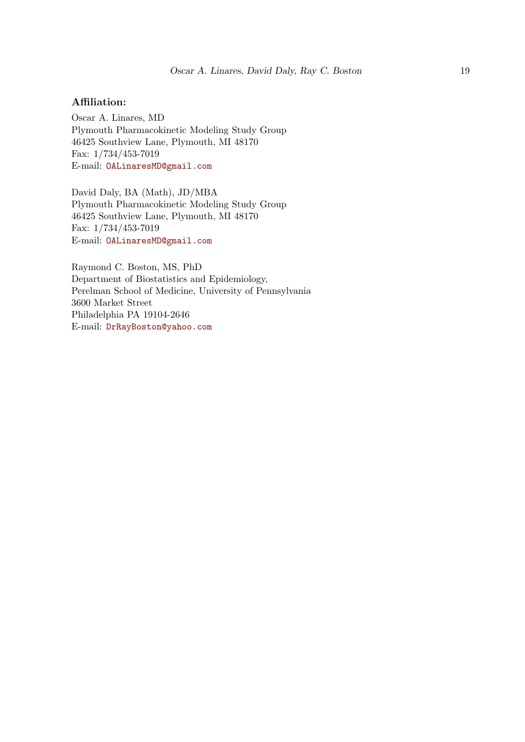**Affiliation:**

Oscar A. Linares, MD
Plymouth Pharmacokinetic Modeling Study Group
46425 Southview Lane, Plymouth, MI 48170
Fax: 1/734/453-7019
E-mail: OALinaresMD@gmail.com

David Daly, BA (Math), JD/MBA
Plymouth Pharmacokinetic Modeling Study Group
46425 Southview Lane, Plymouth, MI 48170
Fax: 1/734/453-7019
E-mail: OALinaresMD@gmail.com

Raymond C. Boston, MS, PhD
Department of Biostatistics and Epidemiology,
Perelman School of Medicine, University of Pennsylvania
3600 Market Street
Philadelphia PA 19104-2646
E-mail: DrRayBoston@yahoo.com